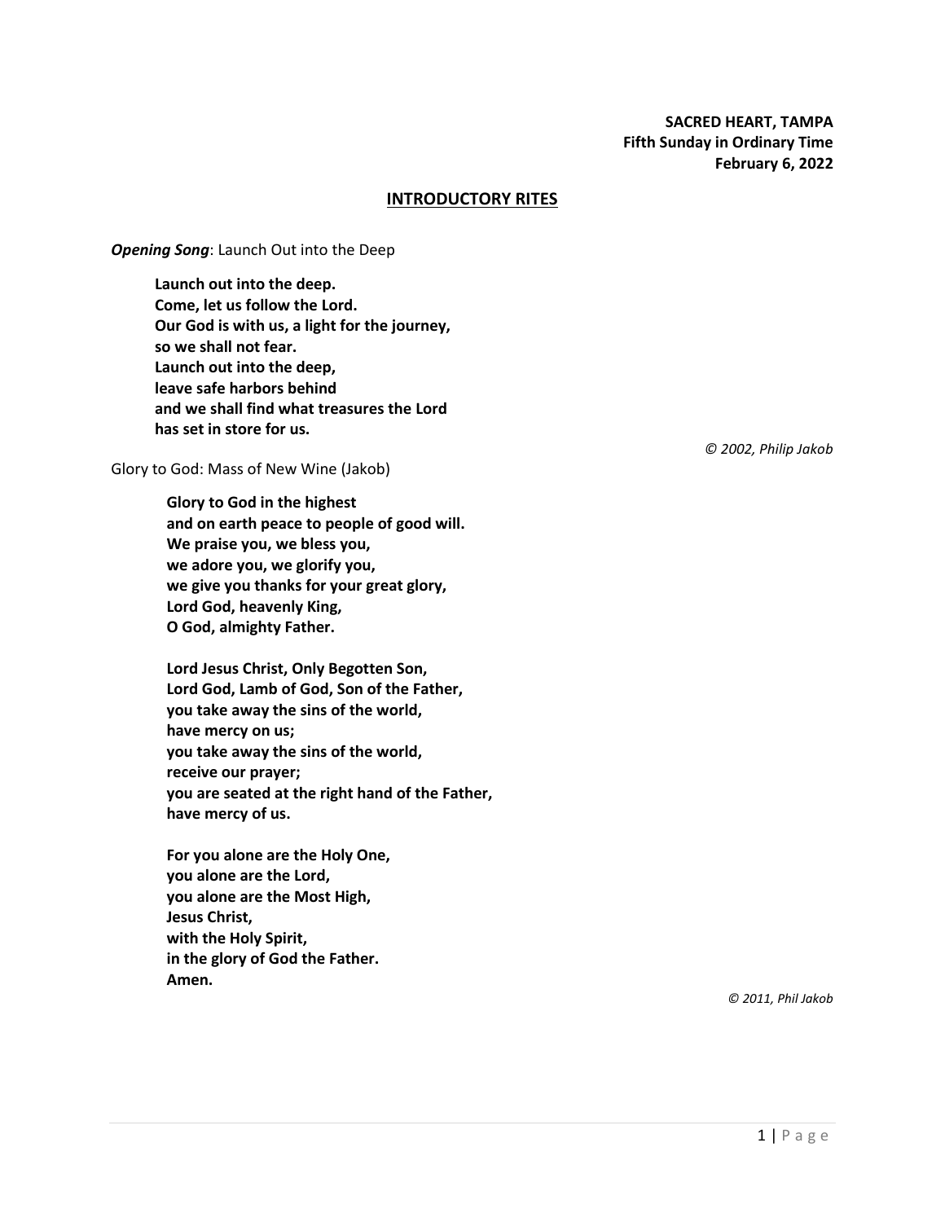**SACRED HEART, TAMPA**
**Fifth Sunday in Ordinary Time**
**February 6, 2022**

## INTRODUCTORY RITES

***Opening Song***: Launch Out into the Deep

**Launch out into the deep.**
**Come, let us follow the Lord.**
**Our God is with us, a light for the journey,**
**so we shall not fear.**
**Launch out into the deep,**
**leave safe harbors behind**
**and we shall find what treasures the Lord**
**has set in store for us.**

*© 2002, Philip Jakob*

Glory to God: Mass of New Wine (Jakob)

**Glory to God in the highest**
**and on earth peace to people of good will.**
**We praise you, we bless you,**
**we adore you, we glorify you,**
**we give you thanks for your great glory,**
**Lord God, heavenly King,**
**O God, almighty Father.**

**Lord Jesus Christ, Only Begotten Son,**
**Lord God, Lamb of God, Son of the Father,**
**you take away the sins of the world,**
**have mercy on us;**
**you take away the sins of the world,**
**receive our prayer;**
**you are seated at the right hand of the Father,**
**have mercy of us.**

**For you alone are the Holy One,**
**you alone are the Lord,**
**you alone are the Most High,**
**Jesus Christ,**
**with the Holy Spirit,**
**in the glory of God the Father.**
**Amen.**

*© 2011, Phil Jakob*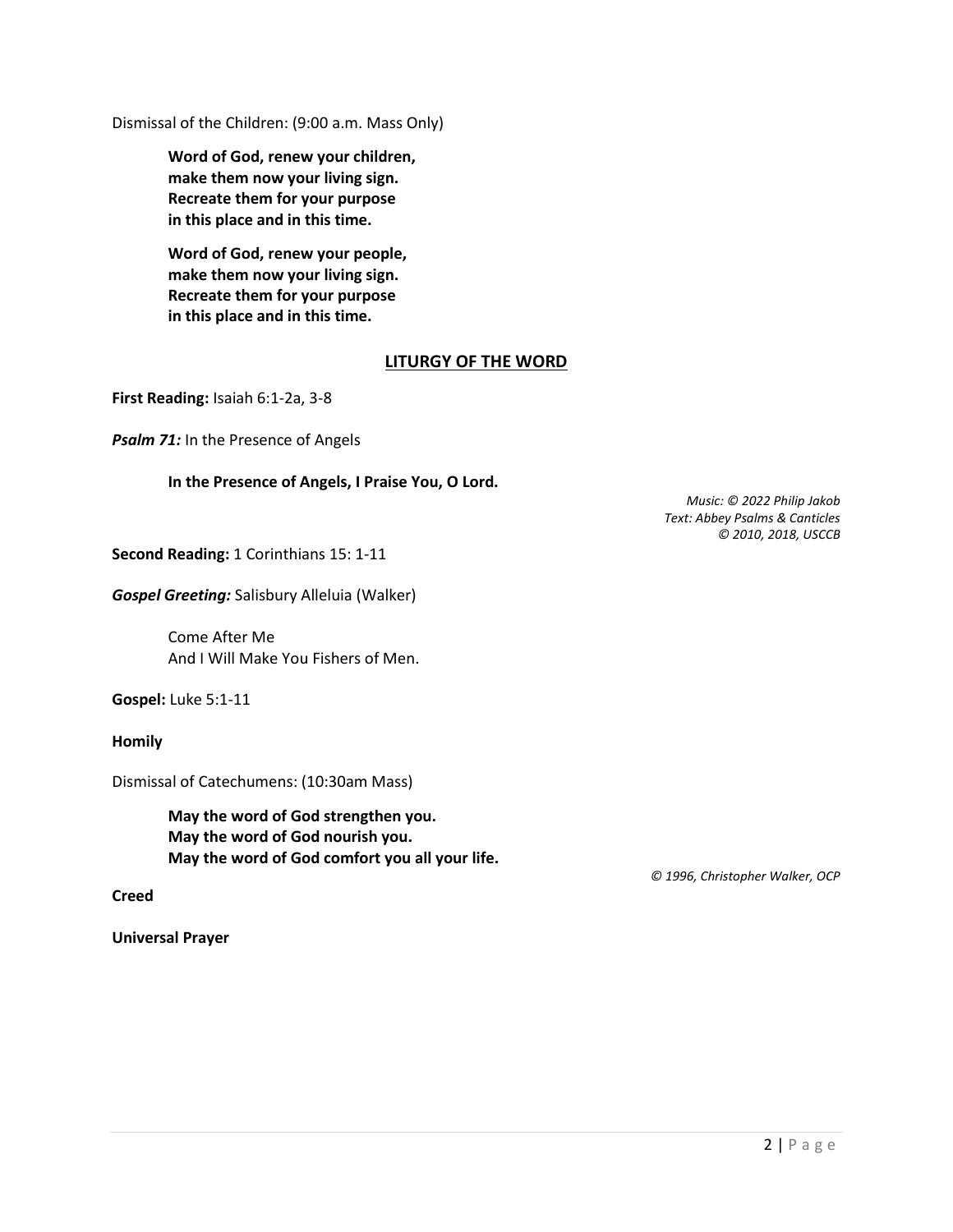Dismissal of the Children: (9:00 a.m. Mass Only)

> **Word of God, renew your children,**
> **make them now your living sign.**
> **Recreate them for your purpose**
> **in this place and in this time.**
>
> **Word of God, renew your people,**
> **make them now your living sign.**
> **Recreate them for your purpose**
> **in this place and in this time.**

## LITURGY OF THE WORD

**First Reading:** Isaiah 6:1-2a, 3-8

***Psalm 71:*** In the Presence of Angels

> **In the Presence of Angels, I Praise You, O Lord.**

*Music: © 2022 Philip Jakob*
*Text: Abbey Psalms & Canticles*
*© 2010, 2018, USCCB*

**Second Reading:** 1 Corinthians 15: 1-11

***Gospel Greeting:*** Salisbury Alleluia (Walker)

> Come After Me
> And I Will Make You Fishers of Men.

**Gospel:** Luke 5:1-11

**Homily**

Dismissal of Catechumens: (10:30am Mass)

> **May the word of God strengthen you.**
> **May the word of God nourish you.**
> **May the word of God comfort you all your life.**

*© 1996, Christopher Walker, OCP*

**Creed**

**Universal Prayer**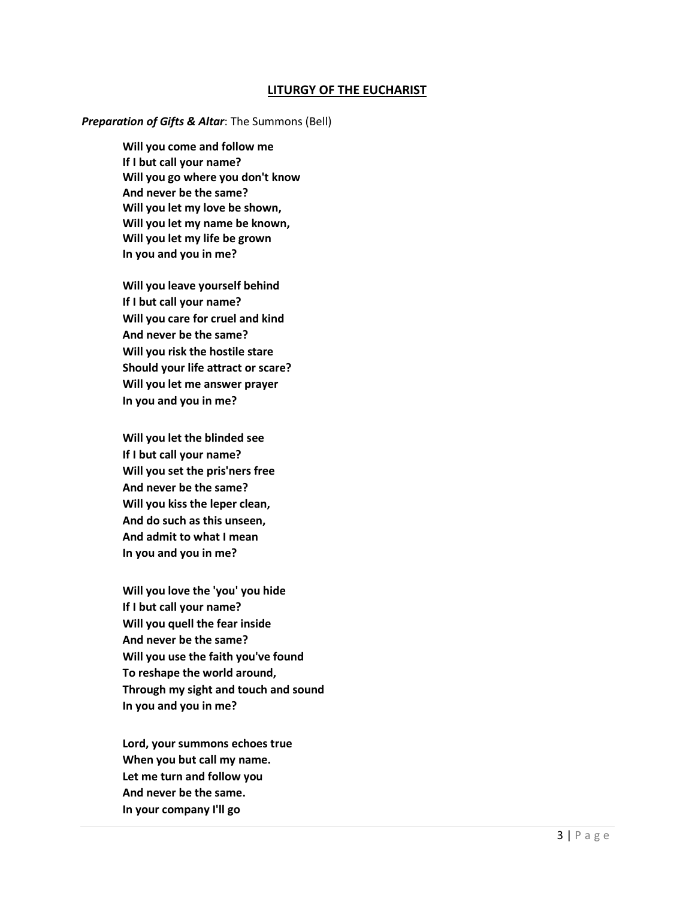## LITURGY OF THE EUCHARIST

***Preparation of Gifts & Altar***: The Summons (Bell)

**Will you come and follow me**
**If I but call your name?**
**Will you go where you don't know**
**And never be the same?**
**Will you let my love be shown,**
**Will you let my name be known,**
**Will you let my life be grown**
**In you and you in me?**

**Will you leave yourself behind**
**If I but call your name?**
**Will you care for cruel and kind**
**And never be the same?**
**Will you risk the hostile stare**
**Should your life attract or scare?**
**Will you let me answer prayer**
**In you and you in me?**

**Will you let the blinded see**
**If I but call your name?**
**Will you set the pris'ners free**
**And never be the same?**
**Will you kiss the leper clean,**
**And do such as this unseen,**
**And admit to what I mean**
**In you and you in me?**

**Will you love the 'you' you hide**
**If I but call your name?**
**Will you quell the fear inside**
**And never be the same?**
**Will you use the faith you've found**
**To reshape the world around,**
**Through my sight and touch and sound**
**In you and you in me?**

**Lord, your summons echoes true**
**When you but call my name.**
**Let me turn and follow you**
**And never be the same.**
**In your company I'll go**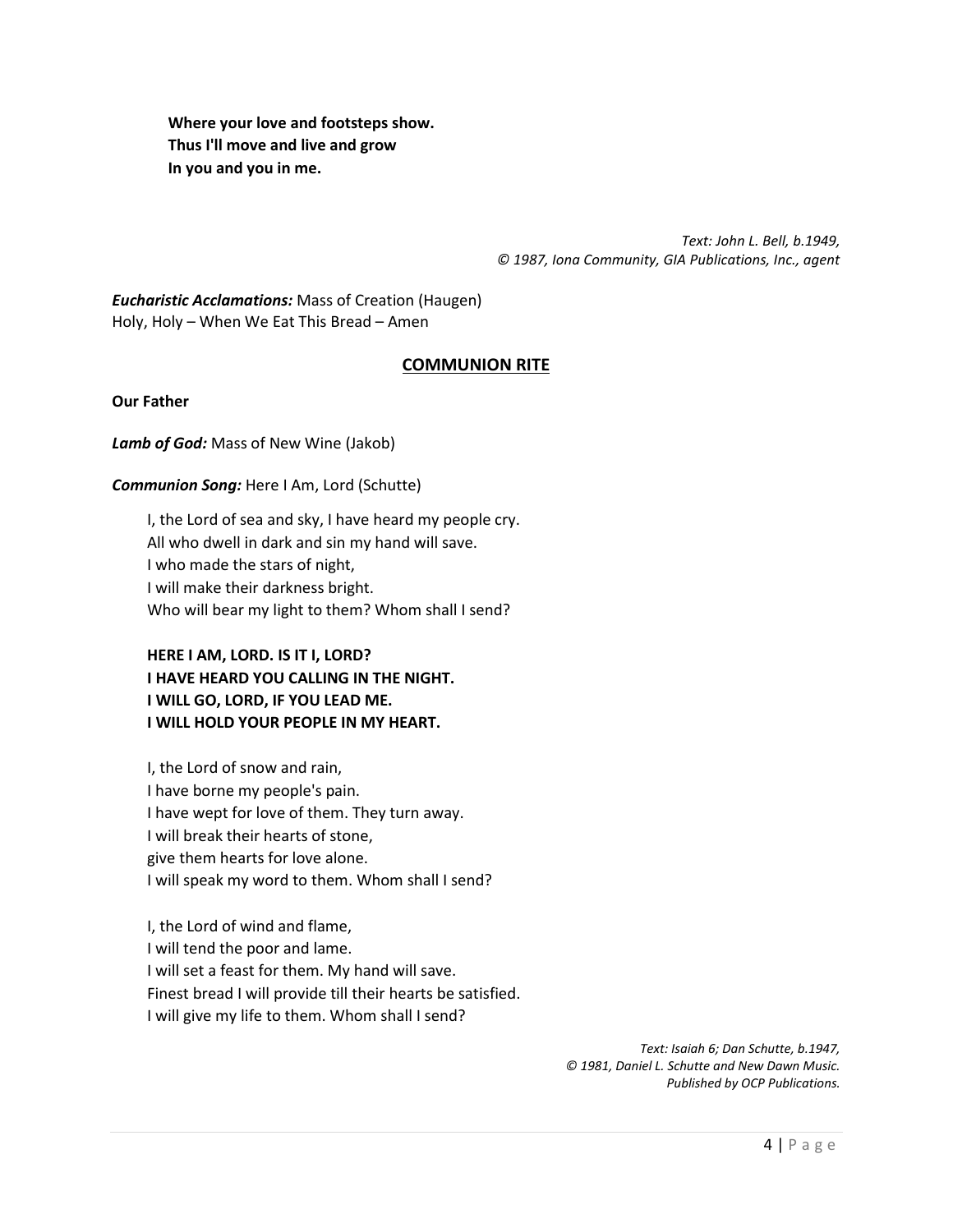**Where your love and footsteps show.**
**Thus I'll move and live and grow**
**In you and you in me.**

*Text: John L. Bell, b.1949,*
*© 1987, Iona Community, GIA Publications, Inc., agent*

***Eucharistic Acclamations:*** Mass of Creation (Haugen)
Holy, Holy – When We Eat This Bread – Amen

## COMMUNION RITE

**Our Father**

***Lamb of God:*** Mass of New Wine (Jakob)

***Communion Song:*** Here I Am, Lord (Schutte)

I, the Lord of sea and sky, I have heard my people cry.
All who dwell in dark and sin my hand will save.
I who made the stars of night,
I will make their darkness bright.
Who will bear my light to them? Whom shall I send?

**HERE I AM, LORD. IS IT I, LORD?**
**I HAVE HEARD YOU CALLING IN THE NIGHT.**
**I WILL GO, LORD, IF YOU LEAD ME.**
**I WILL HOLD YOUR PEOPLE IN MY HEART.**

I, the Lord of snow and rain,
I have borne my people's pain.
I have wept for love of them. They turn away.
I will break their hearts of stone,
give them hearts for love alone.
I will speak my word to them. Whom shall I send?

I, the Lord of wind and flame,
I will tend the poor and lame.
I will set a feast for them. My hand will save.
Finest bread I will provide till their hearts be satisfied.
I will give my life to them. Whom shall I send?

*Text: Isaiah 6; Dan Schutte, b.1947,*
*© 1981, Daniel L. Schutte and New Dawn Music.*
*Published by OCP Publications.*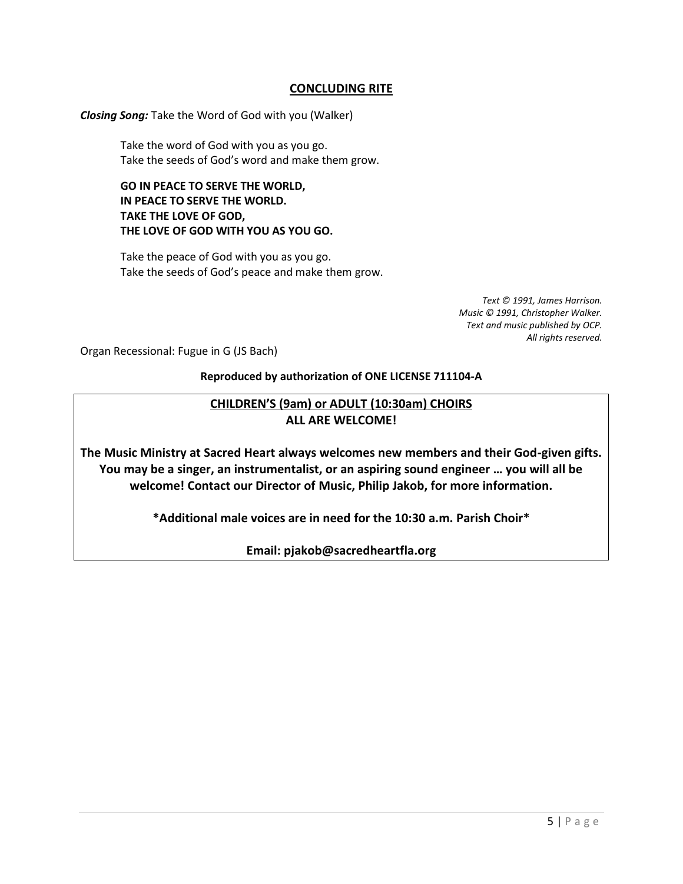## CONCLUDING RITE

***Closing Song:*** Take the Word of God with you (Walker)

Take the word of God with you as you go.
Take the seeds of God's word and make them grow.

**GO IN PEACE TO SERVE THE WORLD,**
**IN PEACE TO SERVE THE WORLD.**
**TAKE THE LOVE OF GOD,**
**THE LOVE OF GOD WITH YOU AS YOU GO.**

Take the peace of God with you as you go.
Take the seeds of God's peace and make them grow.

*Text © 1991, James Harrison.*
*Music © 1991, Christopher Walker.*
*Text and music published by OCP.*
*All rights reserved.*

Organ Recessional: Fugue in G (JS Bach)

**Reproduced by authorization of ONE LICENSE 711104-A**

**CHILDREN'S (9am) or ADULT (10:30am) CHOIRS**
**ALL ARE WELCOME!**

**The Music Ministry at Sacred Heart always welcomes new members and their God-given gifts. You may be a singer, an instrumentalist, or an aspiring sound engineer … you will all be welcome! Contact our Director of Music, Philip Jakob, for more information.**

**\*Additional male voices are in need for the 10:30 a.m. Parish Choir\***

**Email: pjakob@sacredheartfla.org**